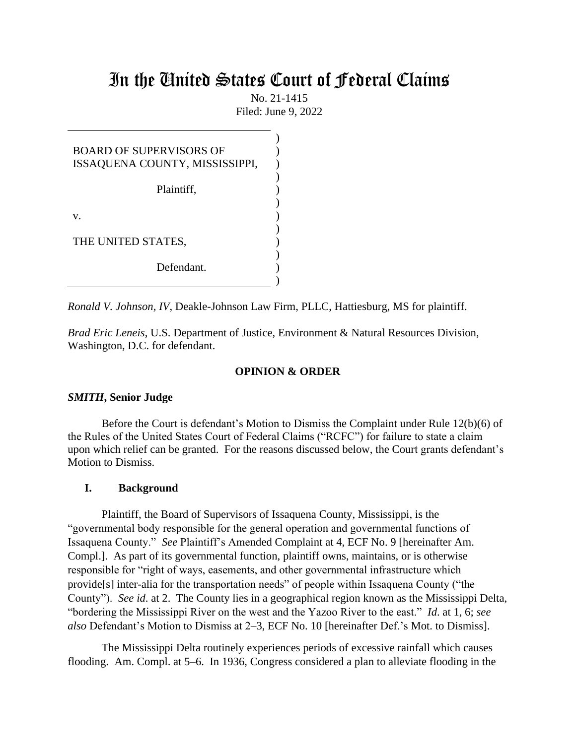# In the United States Court of Federal Claims

No. 21-1415
Filed: June 9, 2022

BOARD OF SUPERVISORS OF ISSAQUENA COUNTY, MISSISSIPPI,

Plaintiff,

v.

THE UNITED STATES,

Defendant.

*Ronald V. Johnson, IV*, Deakle-Johnson Law Firm, PLLC, Hattiesburg, MS for plaintiff.

*Brad Eric Leneis*, U.S. Department of Justice, Environment & Natural Resources Division, Washington, D.C. for defendant.

**OPINION & ORDER**

***SMITH*, Senior Judge**

Before the Court is defendant's Motion to Dismiss the Complaint under Rule 12(b)(6) of the Rules of the United States Court of Federal Claims ("RCFC") for failure to state a claim upon which relief can be granted. For the reasons discussed below, the Court grants defendant's Motion to Dismiss.

## I. Background

Plaintiff, the Board of Supervisors of Issaquena County, Mississippi, is the "governmental body responsible for the general operation and governmental functions of Issaquena County." *See* Plaintiff's Amended Complaint at 4, ECF No. 9 [hereinafter Am. Compl.]. As part of its governmental function, plaintiff owns, maintains, or is otherwise responsible for "right of ways, easements, and other governmental infrastructure which provide[s] inter-alia for the transportation needs" of people within Issaquena County ("the County"). *See id.* at 2. The County lies in a geographical region known as the Mississippi Delta, "bordering the Mississippi River on the west and the Yazoo River to the east." *Id.* at 1, 6; *see also* Defendant's Motion to Dismiss at 2–3, ECF No. 10 [hereinafter Def.'s Mot. to Dismiss].

The Mississippi Delta routinely experiences periods of excessive rainfall which causes flooding. Am. Compl. at 5–6. In 1936, Congress considered a plan to alleviate flooding in the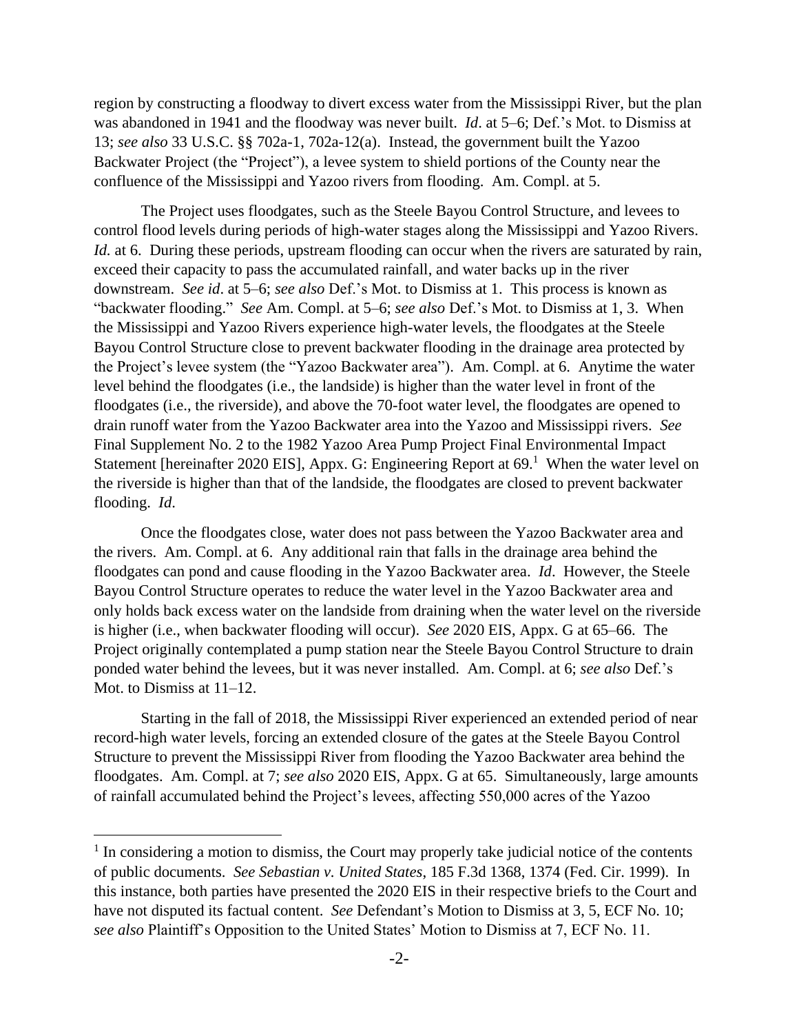region by constructing a floodway to divert excess water from the Mississippi River, but the plan was abandoned in 1941 and the floodway was never built. *Id*. at 5–6; Def.'s Mot. to Dismiss at 13; *see also* 33 U.S.C. §§ 702a-1, 702a-12(a). Instead, the government built the Yazoo Backwater Project (the "Project"), a levee system to shield portions of the County near the confluence of the Mississippi and Yazoo rivers from flooding. Am. Compl. at 5.

The Project uses floodgates, such as the Steele Bayou Control Structure, and levees to control flood levels during periods of high-water stages along the Mississippi and Yazoo Rivers. *Id.* at 6. During these periods, upstream flooding can occur when the rivers are saturated by rain, exceed their capacity to pass the accumulated rainfall, and water backs up in the river downstream. *See id*. at 5–6; *see also* Def.'s Mot. to Dismiss at 1. This process is known as "backwater flooding." *See* Am. Compl. at 5–6; *see also* Def.'s Mot. to Dismiss at 1, 3. When the Mississippi and Yazoo Rivers experience high-water levels, the floodgates at the Steele Bayou Control Structure close to prevent backwater flooding in the drainage area protected by the Project's levee system (the "Yazoo Backwater area"). Am. Compl. at 6. Anytime the water level behind the floodgates (i.e., the landside) is higher than the water level in front of the floodgates (i.e., the riverside), and above the 70-foot water level, the floodgates are opened to drain runoff water from the Yazoo Backwater area into the Yazoo and Mississippi rivers. *See* Final Supplement No. 2 to the 1982 Yazoo Area Pump Project Final Environmental Impact Statement [hereinafter 2020 EIS], Appx. G: Engineering Report at 69.[1] When the water level on the riverside is higher than that of the landside, the floodgates are closed to prevent backwater flooding. *Id.*

Once the floodgates close, water does not pass between the Yazoo Backwater area and the rivers. Am. Compl. at 6. Any additional rain that falls in the drainage area behind the floodgates can pond and cause flooding in the Yazoo Backwater area. *Id*. However, the Steele Bayou Control Structure operates to reduce the water level in the Yazoo Backwater area and only holds back excess water on the landside from draining when the water level on the riverside is higher (i.e., when backwater flooding will occur). *See* 2020 EIS, Appx. G at 65–66. The Project originally contemplated a pump station near the Steele Bayou Control Structure to drain ponded water behind the levees, but it was never installed. Am. Compl. at 6; *see also* Def.'s Mot. to Dismiss at 11–12.

Starting in the fall of 2018, the Mississippi River experienced an extended period of near record-high water levels, forcing an extended closure of the gates at the Steele Bayou Control Structure to prevent the Mississippi River from flooding the Yazoo Backwater area behind the floodgates. Am. Compl. at 7; *see also* 2020 EIS, Appx. G at 65. Simultaneously, large amounts of rainfall accumulated behind the Project's levees, affecting 550,000 acres of the Yazoo

[1] In considering a motion to dismiss, the Court may properly take judicial notice of the contents of public documents. *See Sebastian v. United States*, 185 F.3d 1368, 1374 (Fed. Cir. 1999). In this instance, both parties have presented the 2020 EIS in their respective briefs to the Court and have not disputed its factual content. *See* Defendant's Motion to Dismiss at 3, 5, ECF No. 10; *see also* Plaintiff's Opposition to the United States' Motion to Dismiss at 7, ECF No. 11.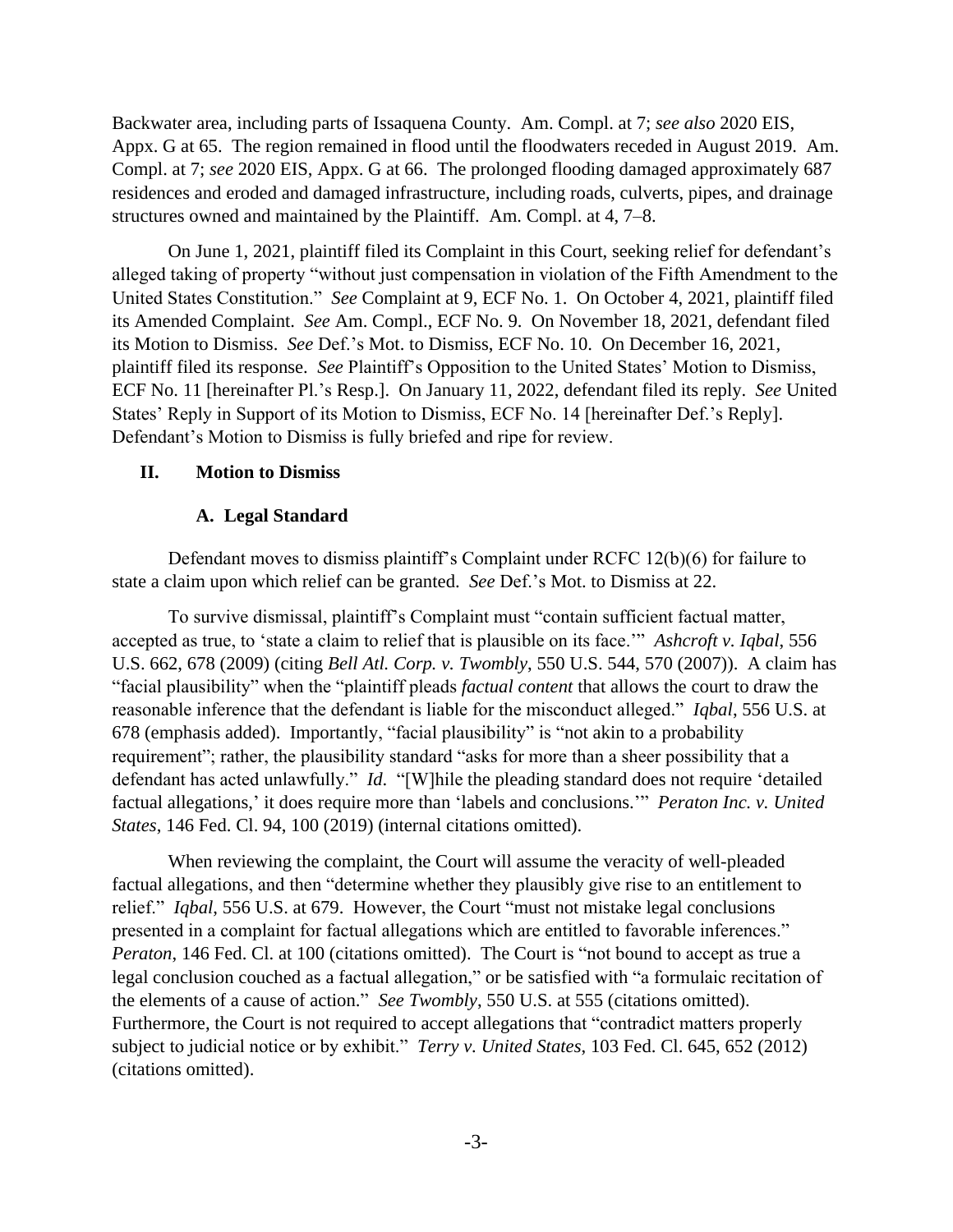Backwater area, including parts of Issaquena County. Am. Compl. at 7; *see also* 2020 EIS, Appx. G at 65. The region remained in flood until the floodwaters receded in August 2019. Am. Compl. at 7; *see* 2020 EIS, Appx. G at 66. The prolonged flooding damaged approximately 687 residences and eroded and damaged infrastructure, including roads, culverts, pipes, and drainage structures owned and maintained by the Plaintiff. Am. Compl. at 4, 7–8.

On June 1, 2021, plaintiff filed its Complaint in this Court, seeking relief for defendant's alleged taking of property "without just compensation in violation of the Fifth Amendment to the United States Constitution." *See* Complaint at 9, ECF No. 1. On October 4, 2021, plaintiff filed its Amended Complaint. *See* Am. Compl., ECF No. 9. On November 18, 2021, defendant filed its Motion to Dismiss. *See* Def.'s Mot. to Dismiss, ECF No. 10. On December 16, 2021, plaintiff filed its response. *See* Plaintiff's Opposition to the United States' Motion to Dismiss, ECF No. 11 [hereinafter Pl.'s Resp.]. On January 11, 2022, defendant filed its reply. *See* United States' Reply in Support of its Motion to Dismiss, ECF No. 14 [hereinafter Def.'s Reply]. Defendant's Motion to Dismiss is fully briefed and ripe for review.

## II. Motion to Dismiss

### A. Legal Standard

Defendant moves to dismiss plaintiff's Complaint under RCFC 12(b)(6) for failure to state a claim upon which relief can be granted. *See* Def.'s Mot. to Dismiss at 22.

To survive dismissal, plaintiff's Complaint must "contain sufficient factual matter, accepted as true, to 'state a claim to relief that is plausible on its face.'" *Ashcroft v. Iqbal*, 556 U.S. 662, 678 (2009) (citing *Bell Atl. Corp. v. Twombly*, 550 U.S. 544, 570 (2007)). A claim has "facial plausibility" when the "plaintiff pleads *factual content* that allows the court to draw the reasonable inference that the defendant is liable for the misconduct alleged." *Iqbal*, 556 U.S. at 678 (emphasis added). Importantly, "facial plausibility" is "not akin to a probability requirement"; rather, the plausibility standard "asks for more than a sheer possibility that a defendant has acted unlawfully." *Id*. "[W]hile the pleading standard does not require 'detailed factual allegations,' it does require more than 'labels and conclusions.'" *Peraton Inc. v. United States*, 146 Fed. Cl. 94, 100 (2019) (internal citations omitted).

When reviewing the complaint, the Court will assume the veracity of well-pleaded factual allegations, and then "determine whether they plausibly give rise to an entitlement to relief." *Iqbal*, 556 U.S. at 679. However, the Court "must not mistake legal conclusions presented in a complaint for factual allegations which are entitled to favorable inferences." *Peraton*, 146 Fed. Cl. at 100 (citations omitted). The Court is "not bound to accept as true a legal conclusion couched as a factual allegation," or be satisfied with "a formulaic recitation of the elements of a cause of action." *See Twombly*, 550 U.S. at 555 (citations omitted). Furthermore, the Court is not required to accept allegations that "contradict matters properly subject to judicial notice or by exhibit." *Terry v. United States*, 103 Fed. Cl. 645, 652 (2012) (citations omitted).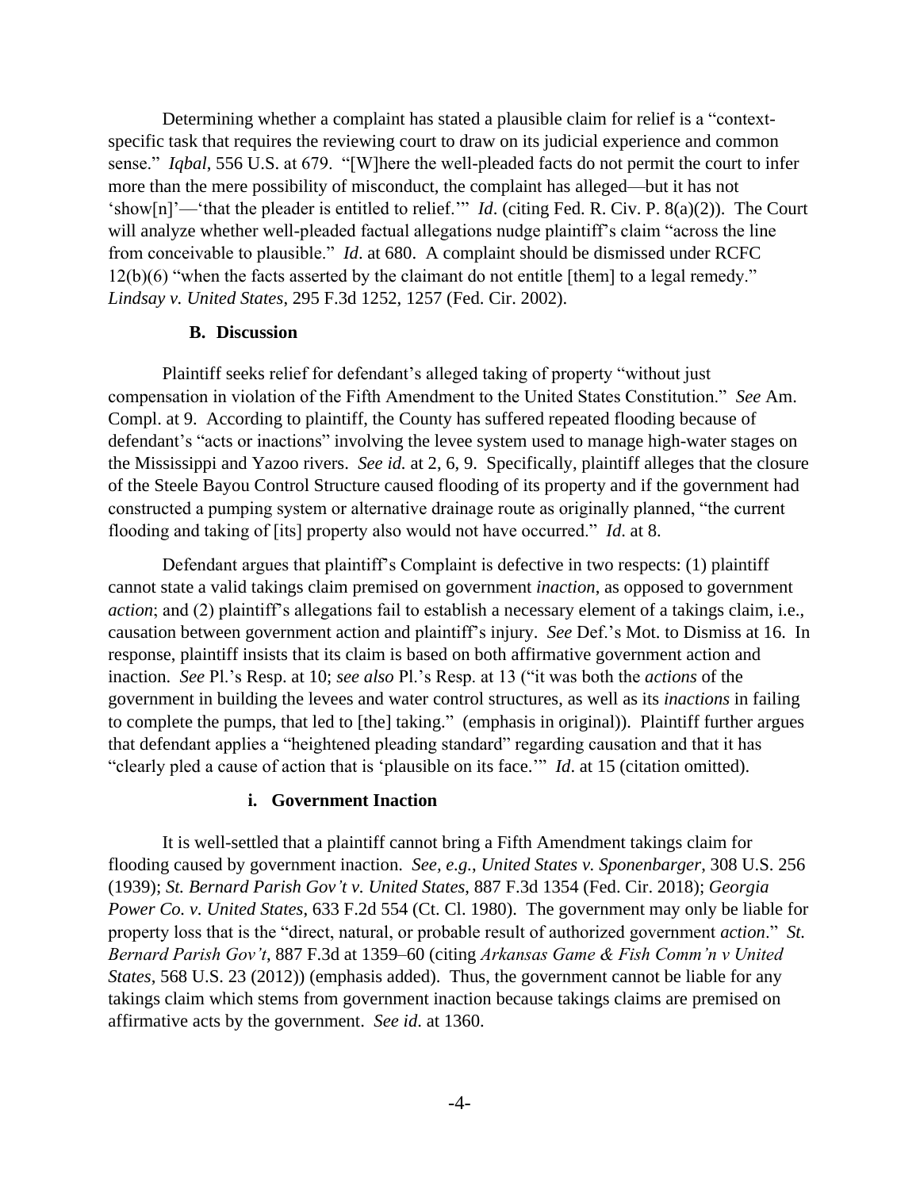Determining whether a complaint has stated a plausible claim for relief is a "context-specific task that requires the reviewing court to draw on its judicial experience and common sense." *Iqbal*, 556 U.S. at 679. "[W]here the well-pleaded facts do not permit the court to infer more than the mere possibility of misconduct, the complaint has alleged—but it has not 'show[n]'—'that the pleader is entitled to relief.'" *Id*. (citing Fed. R. Civ. P. 8(a)(2)). The Court will analyze whether well-pleaded factual allegations nudge plaintiff's claim "across the line from conceivable to plausible." *Id*. at 680. A complaint should be dismissed under RCFC 12(b)(6) "when the facts asserted by the claimant do not entitle [them] to a legal remedy." *Lindsay v. United States*, 295 F.3d 1252, 1257 (Fed. Cir. 2002).

### B. Discussion

Plaintiff seeks relief for defendant's alleged taking of property "without just compensation in violation of the Fifth Amendment to the United States Constitution." *See* Am. Compl. at 9. According to plaintiff, the County has suffered repeated flooding because of defendant's "acts or inactions" involving the levee system used to manage high-water stages on the Mississippi and Yazoo rivers. *See id.* at 2, 6, 9. Specifically, plaintiff alleges that the closure of the Steele Bayou Control Structure caused flooding of its property and if the government had constructed a pumping system or alternative drainage route as originally planned, "the current flooding and taking of [its] property also would not have occurred." *Id*. at 8.

Defendant argues that plaintiff's Complaint is defective in two respects: (1) plaintiff cannot state a valid takings claim premised on government *inaction*, as opposed to government *action*; and (2) plaintiff's allegations fail to establish a necessary element of a takings claim, i.e., causation between government action and plaintiff's injury. *See* Def.'s Mot. to Dismiss at 16. In response, plaintiff insists that its claim is based on both affirmative government action and inaction. *See* Pl.'s Resp. at 10; *see also* Pl.'s Resp. at 13 ("it was both the *actions* of the government in building the levees and water control structures, as well as its *inactions* in failing to complete the pumps, that led to [the] taking." (emphasis in original)). Plaintiff further argues that defendant applies a "heightened pleading standard" regarding causation and that it has "clearly pled a cause of action that is 'plausible on its face.'" *Id*. at 15 (citation omitted).

#### i. Government Inaction

It is well-settled that a plaintiff cannot bring a Fifth Amendment takings claim for flooding caused by government inaction. *See, e.g.*, *United States v. Sponenbarger*, 308 U.S. 256 (1939); *St. Bernard Parish Gov't v. United States*, 887 F.3d 1354 (Fed. Cir. 2018); *Georgia Power Co. v. United States*, 633 F.2d 554 (Ct. Cl. 1980). The government may only be liable for property loss that is the "direct, natural, or probable result of authorized government *action*." *St. Bernard Parish Gov't*, 887 F.3d at 1359–60 (citing *Arkansas Game & Fish Comm'n v United States*, 568 U.S. 23 (2012)) (emphasis added). Thus, the government cannot be liable for any takings claim which stems from government inaction because takings claims are premised on affirmative acts by the government. *See id*. at 1360.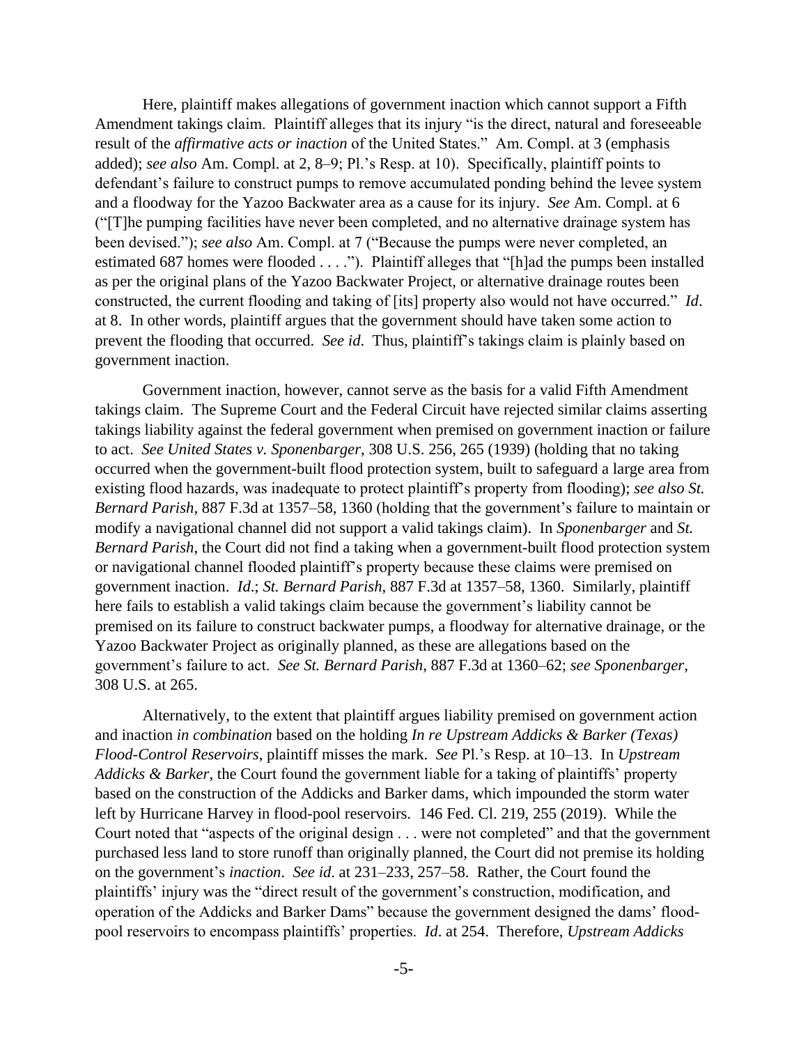Here, plaintiff makes allegations of government inaction which cannot support a Fifth Amendment takings claim. Plaintiff alleges that its injury "is the direct, natural and foreseeable result of the *affirmative acts or inaction* of the United States." Am. Compl. at 3 (emphasis added); *see also* Am. Compl. at 2, 8–9; Pl.'s Resp. at 10). Specifically, plaintiff points to defendant's failure to construct pumps to remove accumulated ponding behind the levee system and a floodway for the Yazoo Backwater area as a cause for its injury. *See* Am. Compl. at 6 ("[T]he pumping facilities have never been completed, and no alternative drainage system has been devised."); *see also* Am. Compl. at 7 ("Because the pumps were never completed, an estimated 687 homes were flooded . . . ."). Plaintiff alleges that "[h]ad the pumps been installed as per the original plans of the Yazoo Backwater Project, or alternative drainage routes been constructed, the current flooding and taking of [its] property also would not have occurred." *Id*. at 8. In other words, plaintiff argues that the government should have taken some action to prevent the flooding that occurred. *See id*. Thus, plaintiff's takings claim is plainly based on government inaction.

Government inaction, however, cannot serve as the basis for a valid Fifth Amendment takings claim. The Supreme Court and the Federal Circuit have rejected similar claims asserting takings liability against the federal government when premised on government inaction or failure to act. *See United States v. Sponenbarger*, 308 U.S. 256, 265 (1939) (holding that no taking occurred when the government-built flood protection system, built to safeguard a large area from existing flood hazards, was inadequate to protect plaintiff's property from flooding); *see also St. Bernard Parish*, 887 F.3d at 1357–58, 1360 (holding that the government's failure to maintain or modify a navigational channel did not support a valid takings claim). In *Sponenbarger* and *St. Bernard Parish*, the Court did not find a taking when a government-built flood protection system or navigational channel flooded plaintiff's property because these claims were premised on government inaction. *Id*.; *St. Bernard Parish*, 887 F.3d at 1357–58, 1360. Similarly, plaintiff here fails to establish a valid takings claim because the government's liability cannot be premised on its failure to construct backwater pumps, a floodway for alternative drainage, or the Yazoo Backwater Project as originally planned, as these are allegations based on the government's failure to act. *See St. Bernard Parish*, 887 F.3d at 1360–62; *see Sponenbarger*, 308 U.S. at 265.

Alternatively, to the extent that plaintiff argues liability premised on government action and inaction *in combination* based on the holding *In re Upstream Addicks & Barker (Texas) Flood-Control Reservoirs*, plaintiff misses the mark. *See* Pl.'s Resp. at 10–13. In *Upstream Addicks & Barker*, the Court found the government liable for a taking of plaintiffs' property based on the construction of the Addicks and Barker dams, which impounded the storm water left by Hurricane Harvey in flood-pool reservoirs. 146 Fed. Cl. 219, 255 (2019). While the Court noted that "aspects of the original design . . . were not completed" and that the government purchased less land to store runoff than originally planned, the Court did not premise its holding on the government's *inaction*. *See id*. at 231–233, 257–58. Rather, the Court found the plaintiffs' injury was the "direct result of the government's construction, modification, and operation of the Addicks and Barker Dams" because the government designed the dams' flood-pool reservoirs to encompass plaintiffs' properties. *Id*. at 254. Therefore, *Upstream Addicks*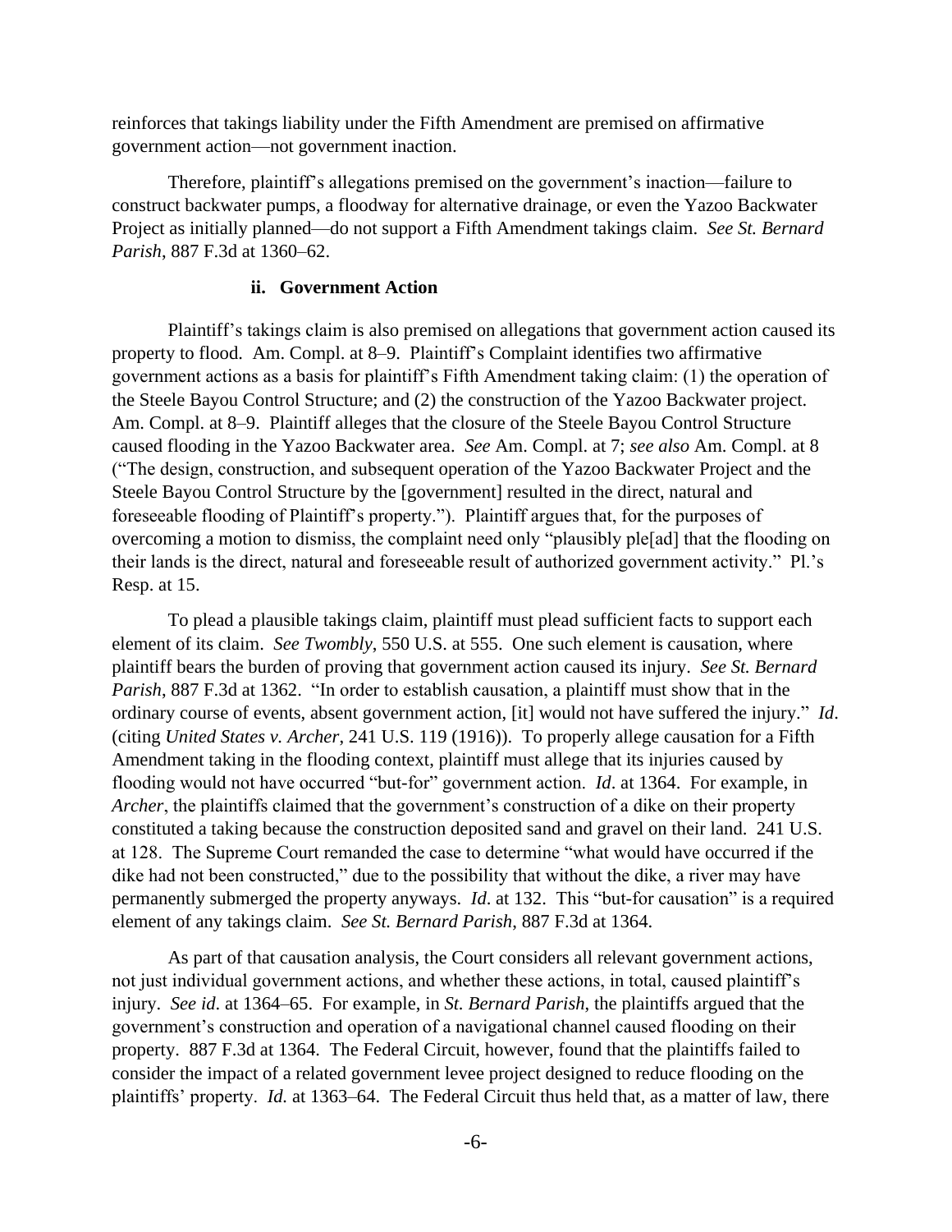reinforces that takings liability under the Fifth Amendment are premised on affirmative government action—not government inaction.

Therefore, plaintiff's allegations premised on the government's inaction—failure to construct backwater pumps, a floodway for alternative drainage, or even the Yazoo Backwater Project as initially planned—do not support a Fifth Amendment takings claim. *See St. Bernard Parish*, 887 F.3d at 1360–62.

**ii. Government Action**

Plaintiff's takings claim is also premised on allegations that government action caused its property to flood. Am. Compl. at 8–9. Plaintiff's Complaint identifies two affirmative government actions as a basis for plaintiff's Fifth Amendment taking claim: (1) the operation of the Steele Bayou Control Structure; and (2) the construction of the Yazoo Backwater project. Am. Compl. at 8–9. Plaintiff alleges that the closure of the Steele Bayou Control Structure caused flooding in the Yazoo Backwater area. *See* Am. Compl. at 7; *see also* Am. Compl. at 8 ("The design, construction, and subsequent operation of the Yazoo Backwater Project and the Steele Bayou Control Structure by the [government] resulted in the direct, natural and foreseeable flooding of Plaintiff's property."). Plaintiff argues that, for the purposes of overcoming a motion to dismiss, the complaint need only "plausibly ple[ad] that the flooding on their lands is the direct, natural and foreseeable result of authorized government activity." Pl.'s Resp. at 15.

To plead a plausible takings claim, plaintiff must plead sufficient facts to support each element of its claim. *See Twombly*, 550 U.S. at 555. One such element is causation, where plaintiff bears the burden of proving that government action caused its injury. *See St. Bernard Parish*, 887 F.3d at 1362. "In order to establish causation, a plaintiff must show that in the ordinary course of events, absent government action, [it] would not have suffered the injury." *Id*. (citing *United States v. Archer*, 241 U.S. 119 (1916)). To properly allege causation for a Fifth Amendment taking in the flooding context, plaintiff must allege that its injuries caused by flooding would not have occurred "but-for" government action. *Id*. at 1364. For example, in *Archer*, the plaintiffs claimed that the government's construction of a dike on their property constituted a taking because the construction deposited sand and gravel on their land. 241 U.S. at 128. The Supreme Court remanded the case to determine "what would have occurred if the dike had not been constructed," due to the possibility that without the dike, a river may have permanently submerged the property anyways. *Id*. at 132. This "but-for causation" is a required element of any takings claim. *See St. Bernard Parish*, 887 F.3d at 1364.

As part of that causation analysis, the Court considers all relevant government actions, not just individual government actions, and whether these actions, in total, caused plaintiff's injury. *See id*. at 1364–65. For example, in *St. Bernard Parish*, the plaintiffs argued that the government's construction and operation of a navigational channel caused flooding on their property. 887 F.3d at 1364. The Federal Circuit, however, found that the plaintiffs failed to consider the impact of a related government levee project designed to reduce flooding on the plaintiffs' property. *Id.* at 1363–64. The Federal Circuit thus held that, as a matter of law, there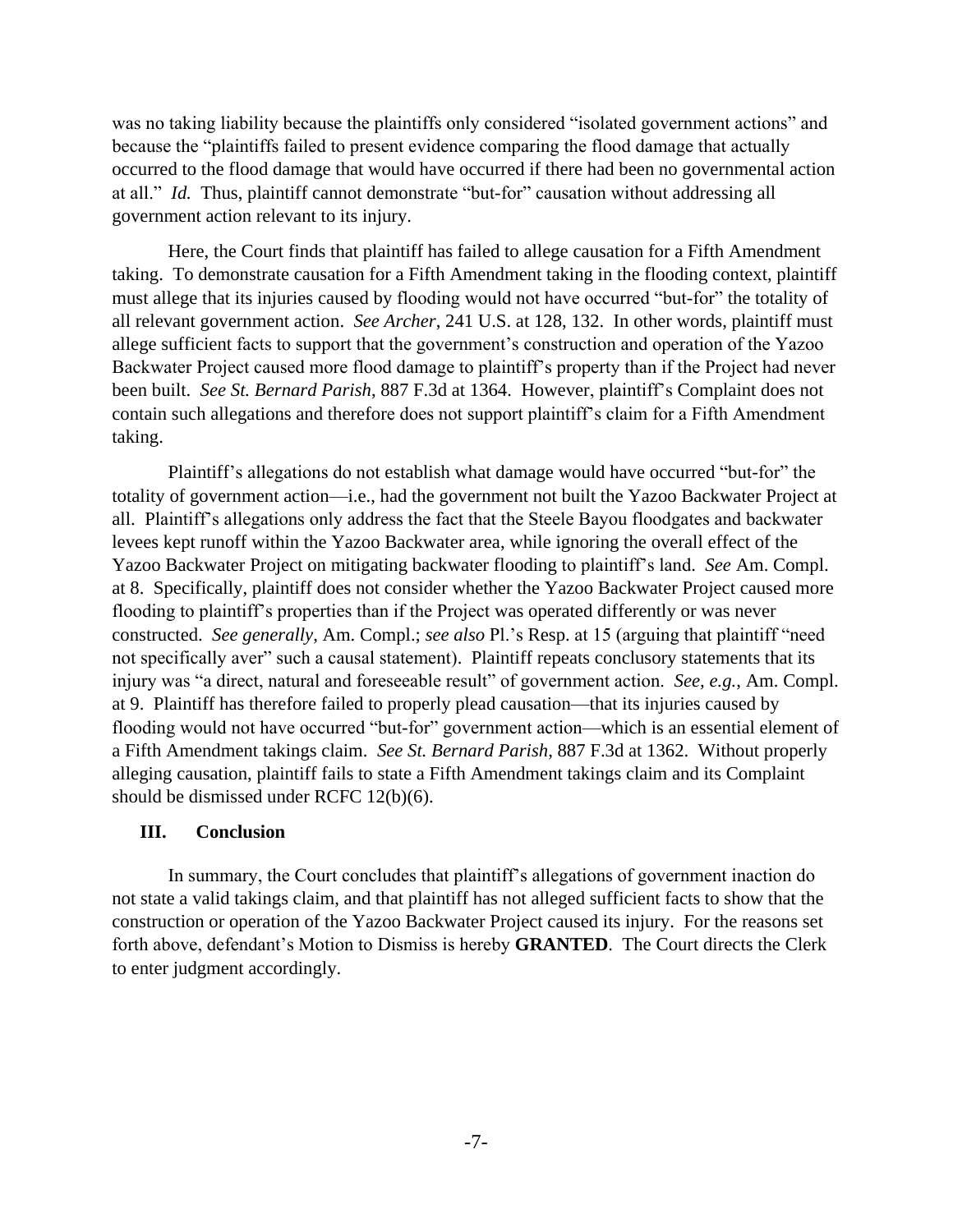was no taking liability because the plaintiffs only considered "isolated government actions" and because the "plaintiffs failed to present evidence comparing the flood damage that actually occurred to the flood damage that would have occurred if there had been no governmental action at all." *Id.* Thus, plaintiff cannot demonstrate "but-for" causation without addressing all government action relevant to its injury.

Here, the Court finds that plaintiff has failed to allege causation for a Fifth Amendment taking. To demonstrate causation for a Fifth Amendment taking in the flooding context, plaintiff must allege that its injuries caused by flooding would not have occurred "but-for" the totality of all relevant government action. *See Archer*, 241 U.S. at 128, 132. In other words, plaintiff must allege sufficient facts to support that the government's construction and operation of the Yazoo Backwater Project caused more flood damage to plaintiff's property than if the Project had never been built. *See St. Bernard Parish*, 887 F.3d at 1364. However, plaintiff's Complaint does not contain such allegations and therefore does not support plaintiff's claim for a Fifth Amendment taking.

Plaintiff's allegations do not establish what damage would have occurred "but-for" the totality of government action—i.e., had the government not built the Yazoo Backwater Project at all. Plaintiff's allegations only address the fact that the Steele Bayou floodgates and backwater levees kept runoff within the Yazoo Backwater area, while ignoring the overall effect of the Yazoo Backwater Project on mitigating backwater flooding to plaintiff's land. *See* Am. Compl. at 8. Specifically, plaintiff does not consider whether the Yazoo Backwater Project caused more flooding to plaintiff's properties than if the Project was operated differently or was never constructed. *See generally*, Am. Compl.; *see also* Pl.'s Resp. at 15 (arguing that plaintiff "need not specifically aver" such a causal statement). Plaintiff repeats conclusory statements that its injury was "a direct, natural and foreseeable result" of government action. *See, e.g.*, Am. Compl. at 9. Plaintiff has therefore failed to properly plead causation—that its injuries caused by flooding would not have occurred "but-for" government action—which is an essential element of a Fifth Amendment takings claim. *See St. Bernard Parish*, 887 F.3d at 1362. Without properly alleging causation, plaintiff fails to state a Fifth Amendment takings claim and its Complaint should be dismissed under RCFC 12(b)(6).

## III. Conclusion

In summary, the Court concludes that plaintiff's allegations of government inaction do not state a valid takings claim, and that plaintiff has not alleged sufficient facts to show that the construction or operation of the Yazoo Backwater Project caused its injury. For the reasons set forth above, defendant's Motion to Dismiss is hereby **GRANTED**. The Court directs the Clerk to enter judgment accordingly.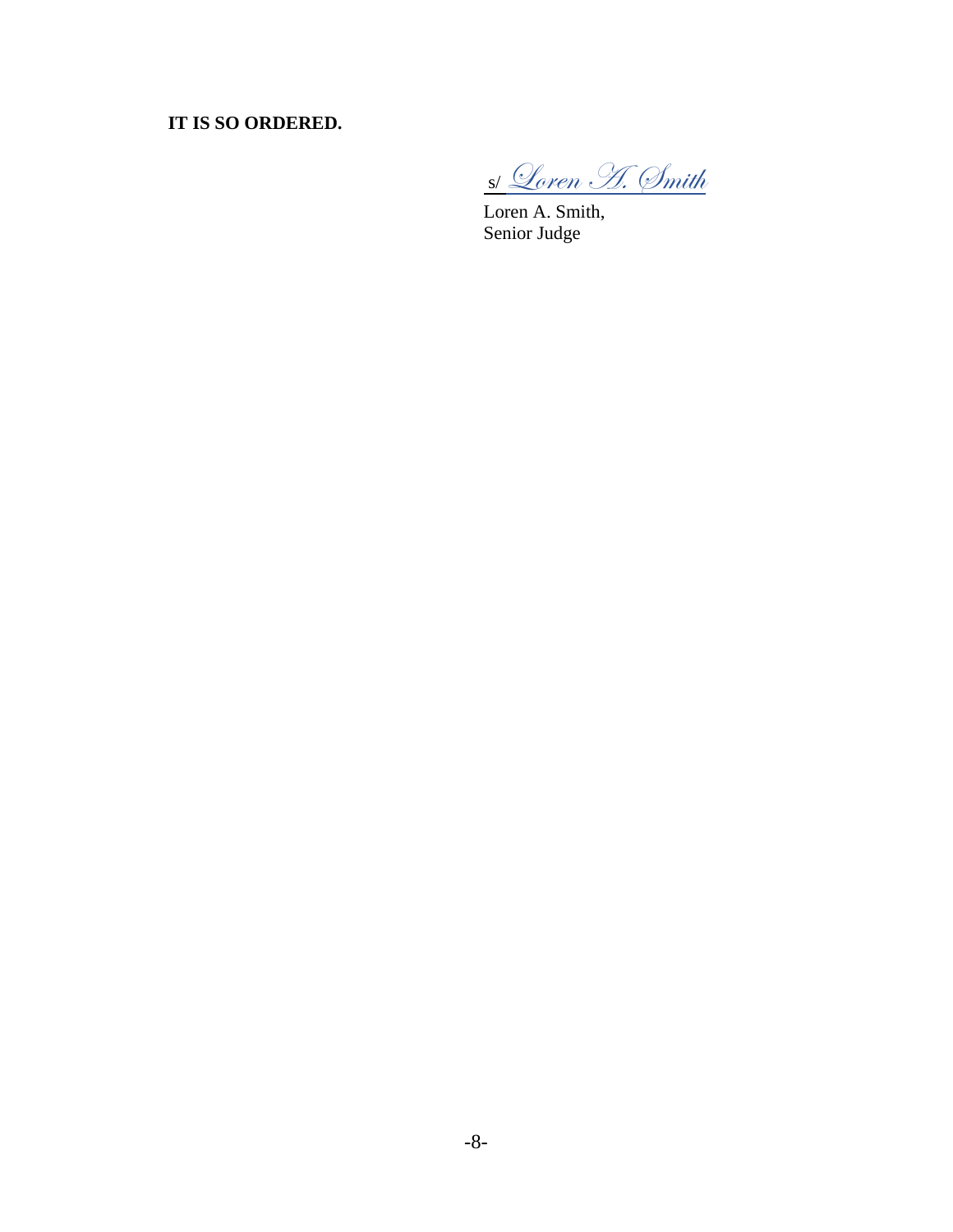**IT IS SO ORDERED.**

s/ Loren A. Smith

Loren A. Smith,
Senior Judge